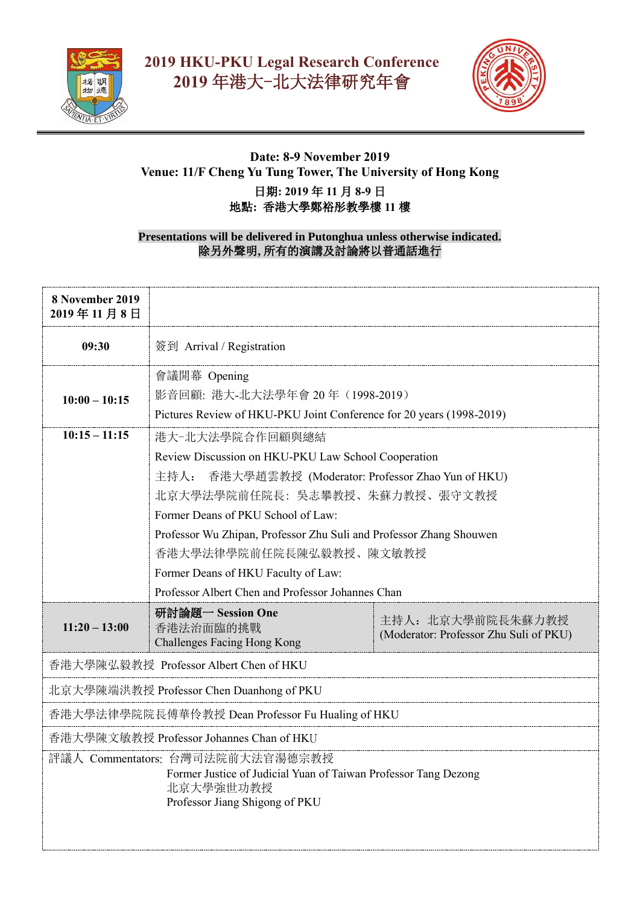# 2019 HKU-PKU Legal Research Conference
# 2019 年港大-北大法律研究年會

**Date: 8-9 November 2019**
**Venue: 11/F Cheng Yu Tung Tower, The University of Hong Kong**
**日期: 2019 年 11 月 8-9 日**
**地點: 香港大學鄭裕彤教學樓 11 樓**

**Presentations will be delivered in Putonghua unless otherwise indicated.**
**除另外聲明, 所有的演講及討論將以普通話進行**

| **8 November 2019 2019 年 11 月 8 日** | | |
|---|---|---|
| **09:30** | 簽到 Arrival / Registration | |
| **10:00 – 10:15** | 會議開幕 Opening<br>影音回顧: 港大-北大法學年會 20 年（1998-2019）<br>Pictures Review of HKU-PKU Joint Conference for 20 years (1998-2019) | |
| **10:15 – 11:15** | 港大-北大法學院合作回顧與總結<br>Review Discussion on HKU-PKU Law School Cooperation<br>主持人： 香港大學趙雲教授 (Moderator: Professor Zhao Yun of HKU)<br>北京大學法學院前任院長：吳志攀教授、朱蘇力教授、張守文教授<br>Former Deans of PKU School of Law:<br>Professor Wu Zhipan, Professor Zhu Suli and Professor Zhang Shouwen<br>香港大學法律學院前任院長陳弘毅教授、陳文敏教授<br>Former Deans of HKU Faculty of Law:<br>Professor Albert Chen and Professor Johannes Chan | |
| **11:20 – 13:00** | **研討論題一 Session One**<br>香港法治面臨的挑戰<br>Challenges Facing Hong Kong | 主持人：北京大學前院長朱蘇力教授<br>(Moderator: Professor Zhu Suli of PKU) |
| 香港大學陳弘毅教授 Professor Albert Chen of HKU | | |
| 北京大學陳端洪教授 Professor Chen Duanhong of PKU | | |
| 香港大學法律學院院長傅華伶教授 Dean Professor Fu Hualing of HKU | | |
| 香港大學陳文敏教授 Professor Johannes Chan of HKU | | |
| 評議人 Commentators: 台灣司法院前大法官湯德宗教授<br>Former Justice of Judicial Yuan of Taiwan Professor Tang Dezong<br>北京大學強世功教授<br>Professor Jiang Shigong of PKU | | |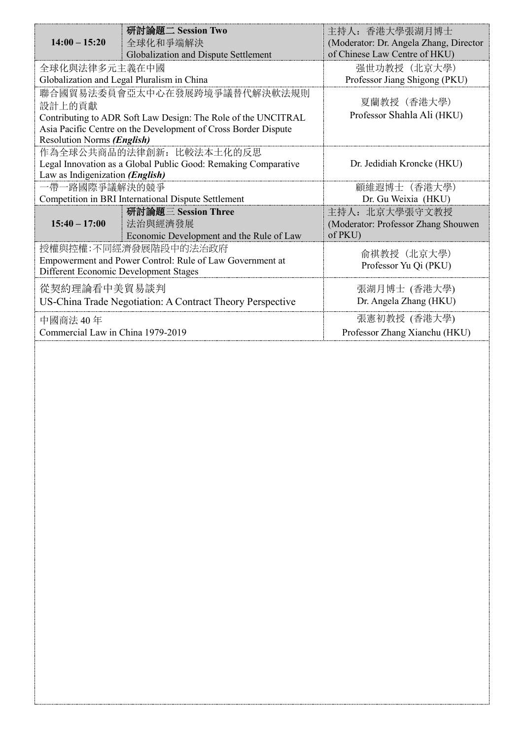| 14:00 – 15:20 | **研討論題二 Session Two**<br>全球化和爭端解決<br>Globalization and Dispute Settlement | 主持人：香港大學張湖月博士<br>(Moderator: Dr. Angela Zhang, Director of Chinese Law Centre of HKU) |
|---|---|---|
| 全球化與法律多元主義在中國<br>Globalization and Legal Pluralism in China | | 强世功教授（北京大學）<br>Professor Jiang Shigong (PKU) |
| 聯合國貿易法委員會亞太中心在發展跨境爭議替代解決軟法規則設計上的貢獻<br>Contributing to ADR Soft Law Design: The Role of the UNCITRAL Asia Pacific Centre on the Development of Cross Border Dispute Resolution Norms ***(English)*** | | 夏蘭教授（香港大學）<br>Professor Shahla Ali (HKU) |
| 作為全球公共商品的法律創新：比較法本土化的反思<br>Legal Innovation as a Global Public Good: Remaking Comparative Law as Indigenization ***(English)*** | | Dr. Jedidiah Kroncke (HKU) |
| 一帶一路國際爭議解決的競爭<br>Competition in BRI International Dispute Settlement | | 顧維遐博士（香港大學）<br>Dr. Gu Weixia (HKU) |
| **15:40 – 17:00** | **研討論題三 Session Three**<br>法治與經濟發展<br>Economic Development and the Rule of Law | 主持人：北京大學張守文教授<br>(Moderator: Professor Zhang Shouwen of PKU) |
| 授權與控權:不同經濟發展階段中的法治政府<br>Empowerment and Power Control: Rule of Law Government at Different Economic Development Stages | | 俞祺教授（北京大學）<br>Professor Yu Qi (PKU) |
| 從契約理論看中美貿易談判<br>US-China Trade Negotiation: A Contract Theory Perspective | | 張湖月博士 (香港大學)<br>Dr. Angela Zhang (HKU) |
| 中國商法 40 年<br>Commercial Law in China 1979-2019 | | 張憲初教授 (香港大學)<br>Professor Zhang Xianchu (HKU) |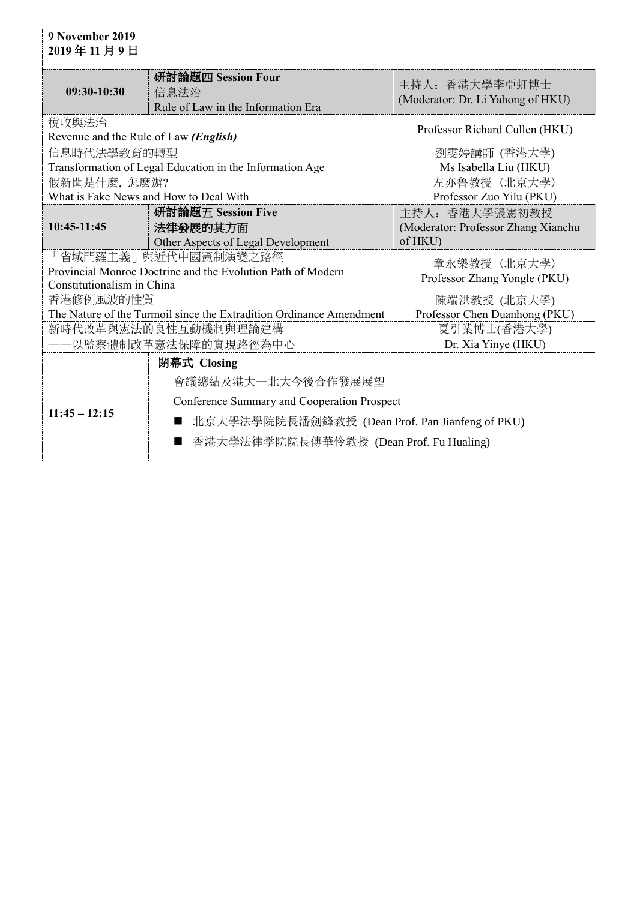**9 November 2019**
**2019 年 11 月 9 日**

| | | |
|---|---|---|
| **09:30-10:30** | **研討論題四 Session Four**<br>信息法治<br>Rule of Law in the Information Era | 主持人：香港大學李亞虹博士<br>(Moderator: Dr. Li Yahong of HKU) |
| 稅收與法治<br>Revenue and the Rule of Law ***(English)*** | | Professor Richard Cullen (HKU) |
| 信息時代法學教育的轉型<br>Transformation of Legal Education in the Information Age | | 劉雯婷講師 (香港大學)<br>Ms Isabella Liu (HKU) |
| 假新聞是什麼，怎麼辦?<br>What is Fake News and How to Deal With | | 左亦鲁教授（北京大學）<br>Professor Zuo Yilu (PKU) |
| **10:45-11:45** | **研討論題五 Session Five**<br>**法律發展的其方面**<br>Other Aspects of Legal Development | 主持人：香港大學張憲初教授<br>(Moderator: Professor Zhang Xianchu of HKU) |
| 「省域門羅主義」與近代中國憲制演變之路徑<br>Provincial Monroe Doctrine and the Evolution Path of Modern Constitutionalism in China | | 章永樂教授（北京大學）<br>Professor Zhang Yongle (PKU) |
| 香港修例風波的性質<br>The Nature of the Turmoil since the Extradition Ordinance Amendment | | 陳端洪教授 (北京大學)<br>Professor Chen Duanhong (PKU) |
| 新時代改革與憲法的良性互動機制與理論建構<br>——以監察體制改革憲法保障的實現路徑為中心 | | 夏引業博士(香港大學)<br>Dr. Xia Yinye (HKU) |
| **11:45 – 12:15** | **閉幕式 Closing**<br>會議總結及港大—北大今後合作發展展望<br>Conference Summary and Cooperation Prospect<br>■ 北京大學法學院院長潘劍鋒教授 (Dean Prof. Pan Jianfeng of PKU)<br>■ 香港大學法律学院院長傅華伶教授 (Dean Prof. Fu Hualing) | |